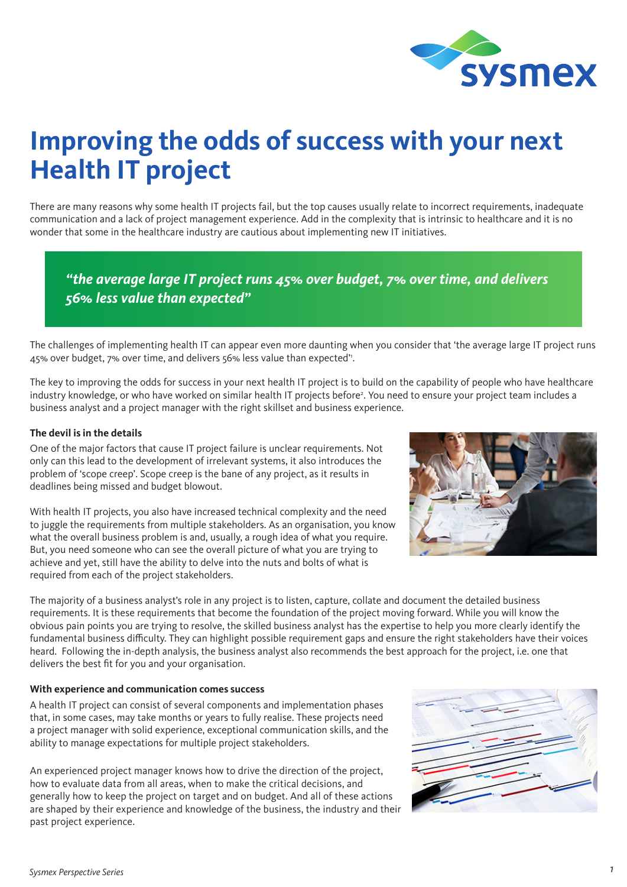# Improving the odds of success with your next Health IT project

There are many reasons why some health IT projects fail, but the top causes usually relate to incorrect requirements, inadequate communication and a lack of project management experience. Add in the complexity that is intrinsic to healthcare and it is no wonder that some in the healthcare industry are cautious about implementing new IT initiatives.

> ***"the average large IT project runs 45% over budget, 7% over time, and delivers 56% less value than expected"***

The challenges of implementing health IT can appear even more daunting when you consider that 'the average large IT project runs 45% over budget, 7% over time, and delivers 56% less value than expected'[1].

The key to improving the odds for success in your next health IT project is to build on the capability of people who have healthcare industry knowledge, or who have worked on similar health IT projects before[2]. You need to ensure your project team includes a business analyst and a project manager with the right skillset and business experience.

**The devil is in the details**

One of the major factors that cause IT project failure is unclear requirements. Not only can this lead to the development of irrelevant systems, it also introduces the problem of 'scope creep'. Scope creep is the bane of any project, as it results in deadlines being missed and budget blowout.

With health IT projects, you also have increased technical complexity and the need to juggle the requirements from multiple stakeholders. As an organisation, you know what the overall business problem is and, usually, a rough idea of what you require. But, you need someone who can see the overall picture of what you are trying to achieve and yet, still have the ability to delve into the nuts and bolts of what is required from each of the project stakeholders.

The majority of a business analyst's role in any project is to listen, capture, collate and document the detailed business requirements. It is these requirements that become the foundation of the project moving forward. While you will know the obvious pain points you are trying to resolve, the skilled business analyst has the expertise to help you more clearly identify the fundamental business difficulty. They can highlight possible requirement gaps and ensure the right stakeholders have their voices heard. Following the in-depth analysis, the business analyst also recommends the best approach for the project, i.e. one that delivers the best fit for you and your organisation.

**With experience and communication comes success**

A health IT project can consist of several components and implementation phases that, in some cases, may take months or years to fully realise. These projects need a project manager with solid experience, exceptional communication skills, and the ability to manage expectations for multiple project stakeholders.

An experienced project manager knows how to drive the direction of the project, how to evaluate data from all areas, when to make the critical decisions, and generally how to keep the project on target and on budget. And all of these actions are shaped by their experience and knowledge of the business, the industry and their past project experience.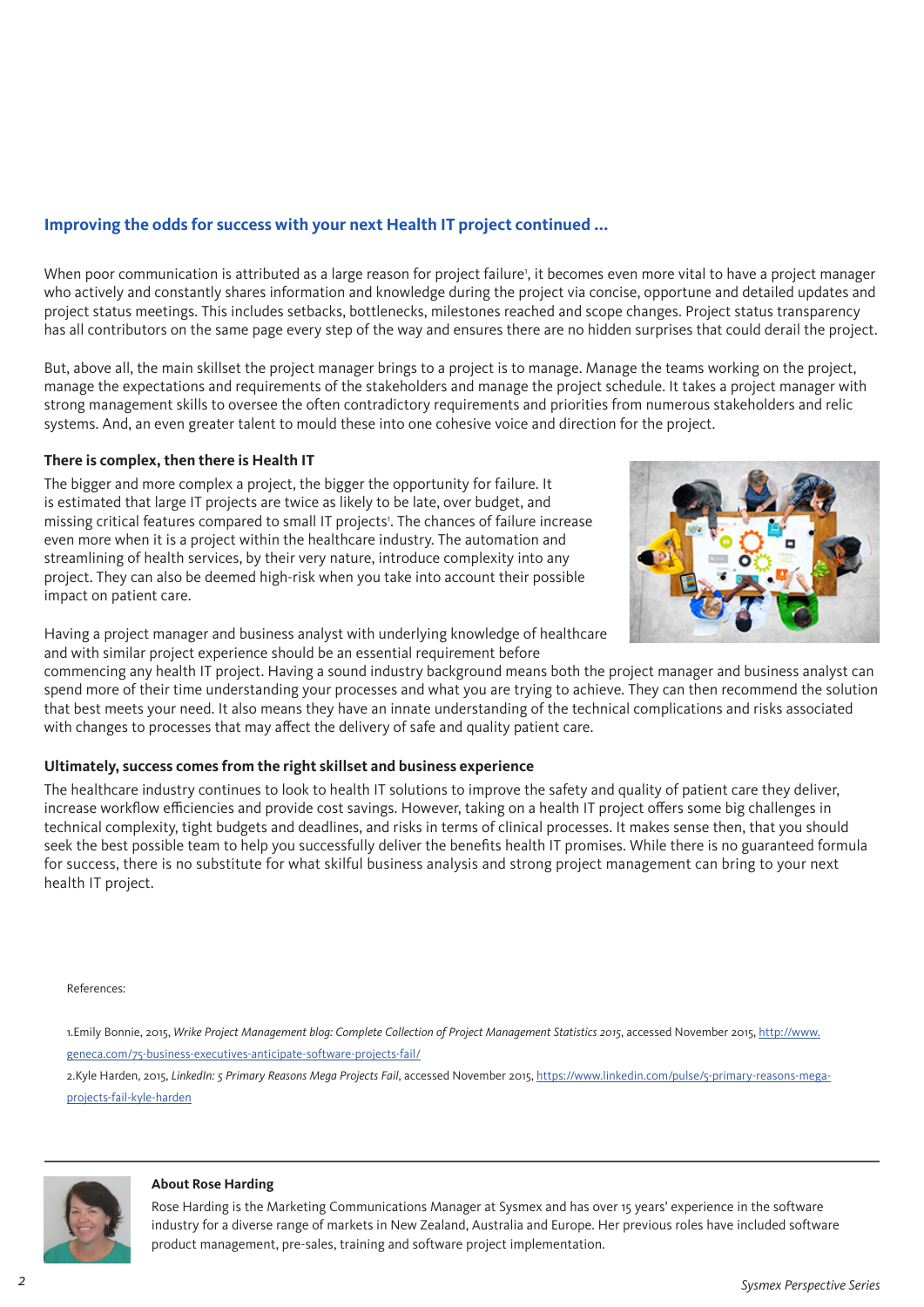## Improving the odds for success with your next Health IT project continued ...

When poor communication is attributed as a large reason for project failure[1], it becomes even more vital to have a project manager who actively and constantly shares information and knowledge during the project via concise, opportune and detailed updates and project status meetings. This includes setbacks, bottlenecks, milestones reached and scope changes. Project status transparency has all contributors on the same page every step of the way and ensures there are no hidden surprises that could derail the project.

But, above all, the main skillset the project manager brings to a project is to manage. Manage the teams working on the project, manage the expectations and requirements of the stakeholders and manage the project schedule. It takes a project manager with strong management skills to oversee the often contradictory requirements and priorities from numerous stakeholders and relic systems. And, an even greater talent to mould these into one cohesive voice and direction for the project.

### There is complex, then there is Health IT

The bigger and more complex a project, the bigger the opportunity for failure. It is estimated that large IT projects are twice as likely to be late, over budget, and missing critical features compared to small IT projects[1]. The chances of failure increase even more when it is a project within the healthcare industry. The automation and streamlining of health services, by their very nature, introduce complexity into any project. They can also be deemed high-risk when you take into account their possible impact on patient care.

Having a project manager and business analyst with underlying knowledge of healthcare and with similar project experience should be an essential requirement before commencing any health IT project. Having a sound industry background means both the project manager and business analyst can spend more of their time understanding your processes and what you are trying to achieve. They can then recommend the solution that best meets your need. It also means they have an innate understanding of the technical complications and risks associated with changes to processes that may affect the delivery of safe and quality patient care.

### Ultimately, success comes from the right skillset and business experience

The healthcare industry continues to look to health IT solutions to improve the safety and quality of patient care they deliver, increase workflow efficiencies and provide cost savings. However, taking on a health IT project offers some big challenges in technical complexity, tight budgets and deadlines, and risks in terms of clinical processes. It makes sense then, that you should seek the best possible team to help you successfully deliver the benefits health IT promises. While there is no guaranteed formula for success, there is no substitute for what skilful business analysis and strong project management can bring to your next health IT project.

References:

1.Emily Bonnie, 2015, *Wrike Project Management blog: Complete Collection of Project Management Statistics 2015*, accessed November 2015, http://www.geneca.com/75-business-executives-anticipate-software-projects-fail/

2.Kyle Harden, 2015, *LinkedIn: 5 Primary Reasons Mega Projects Fail*, accessed November 2015, https://www.linkedin.com/pulse/5-primary-reasons-mega-projects-fail-kyle-harden

---

**About Rose Harding**

Rose Harding is the Marketing Communications Manager at Sysmex and has over 15 years' experience in the software industry for a diverse range of markets in New Zealand, Australia and Europe. Her previous roles have included software product management, pre-sales, training and software project implementation.